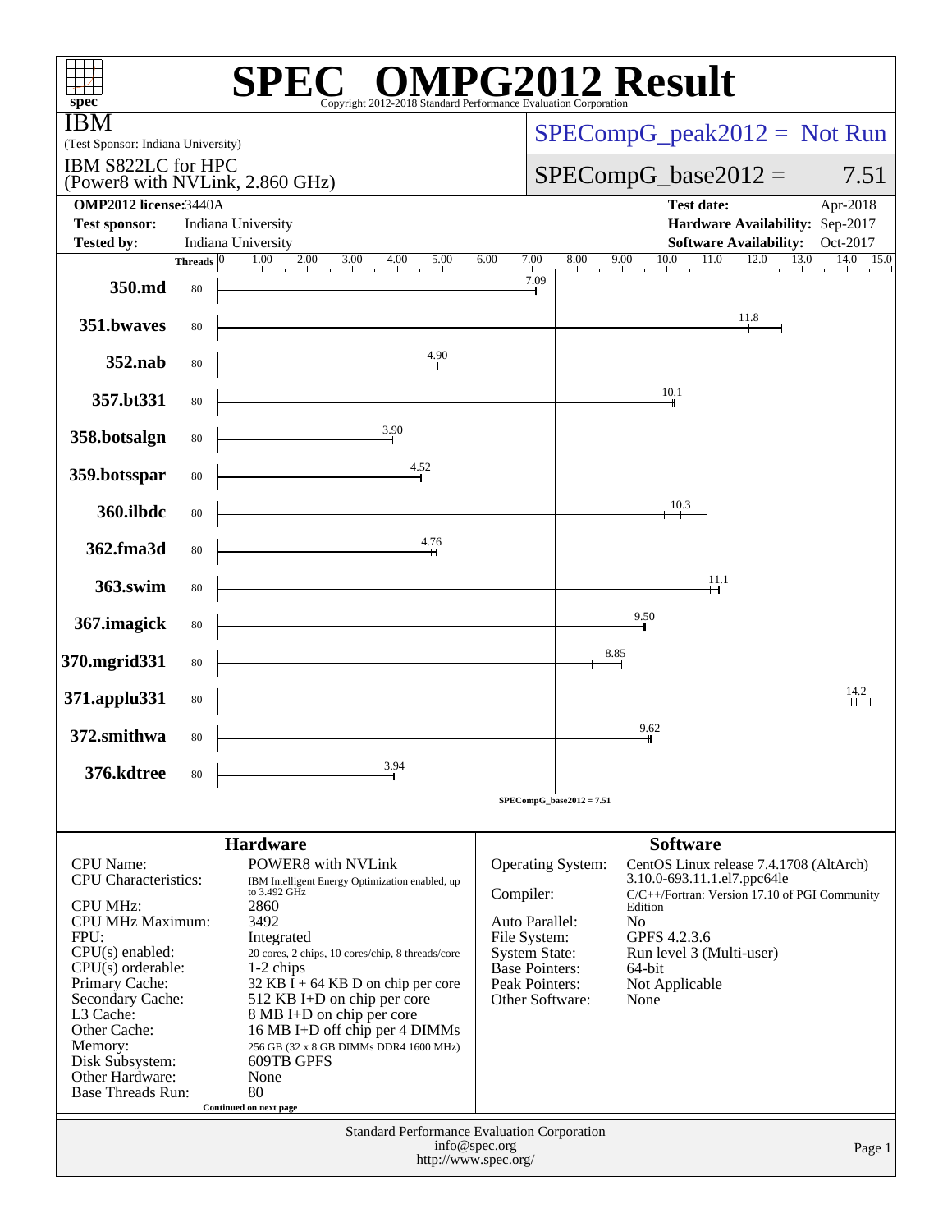# SPEC OMPG2012 Result

Copyright 2012-2018 Standard Performance Evaluation Corporation

**IBM**
(Test Sponsor: Indiana University)

IBM S822LC for HPC
(Power8 with NVLink, 2.860 GHz)

SPECompG_peak2012 = Not Run

SPECompG_base2012 = 7.51

| | | | |
|---|---|---|---|
| **OMP2012 license:** | 3440A | **Test date:** | Apr-2018 |
| **Test sponsor:** | Indiana University | **Hardware Availability:** | Sep-2017 |
| **Tested by:** | Indiana University | **Software Availability:** | Oct-2017 |

| Benchmark | Threads | Base Ratio |
|---|---|---|
| 350.md | 80 | 7.09 |
| 351.bwaves | 80 | 11.8 |
| 352.nab | 80 | 4.90 |
| 357.bt331 | 80 | 10.1 |
| 358.botsalgn | 80 | 3.90 |
| 359.botsspar | 80 | 4.52 |
| 360.ilbdc | 80 | 10.3 |
| 362.fma3d | 80 | 4.76 |
| 363.swim | 80 | 11.1 |
| 367.imagick | 80 | 9.50 |
| 370.mgrid331 | 80 | 8.85 |
| 371.applu331 | 80 | 14.2 |
| 372.smithwa | 80 | 9.62 |
| 376.kdtree | 80 | 3.94 |

SPECompG_base2012 = 7.51

## Hardware

| | |
|---|---|
| CPU Name: | POWER8 with NVLink |
| CPU Characteristics: | IBM Intelligent Energy Optimization enabled, up to 3.492 GHz |
| CPU MHz: | 2860 |
| CPU MHz Maximum: | 3492 |
| FPU: | Integrated |
| CPU(s) enabled: | 20 cores, 2 chips, 10 cores/chip, 8 threads/core |
| CPU(s) orderable: | 1-2 chips |
| Primary Cache: | 32 KB I + 64 KB D on chip per core |
| Secondary Cache: | 512 KB I+D on chip per core |
| L3 Cache: | 8 MB I+D on chip per core |
| Other Cache: | 16 MB I+D off chip per 4 DIMMs |
| Memory: | 256 GB (32 x 8 GB DIMMs DDR4 1600 MHz) |
| Disk Subsystem: | 609TB GPFS |
| Other Hardware: | None |
| Base Threads Run: | 80 |

Continued on next page

## Software

| | |
|---|---|
| Operating System: | CentOS Linux release 7.4.1708 (AltArch) 3.10.0-693.11.1.el7.ppc64le |
| Compiler: | C/C++/Fortran: Version 17.10 of PGI Community Edition |
| Auto Parallel: | No |
| File System: | GPFS 4.2.3.6 |
| System State: | Run level 3 (Multi-user) |
| Base Pointers: | 64-bit |
| Peak Pointers: | Not Applicable |
| Other Software: | None |

Standard Performance Evaluation Corporation
info@spec.org
http://www.spec.org/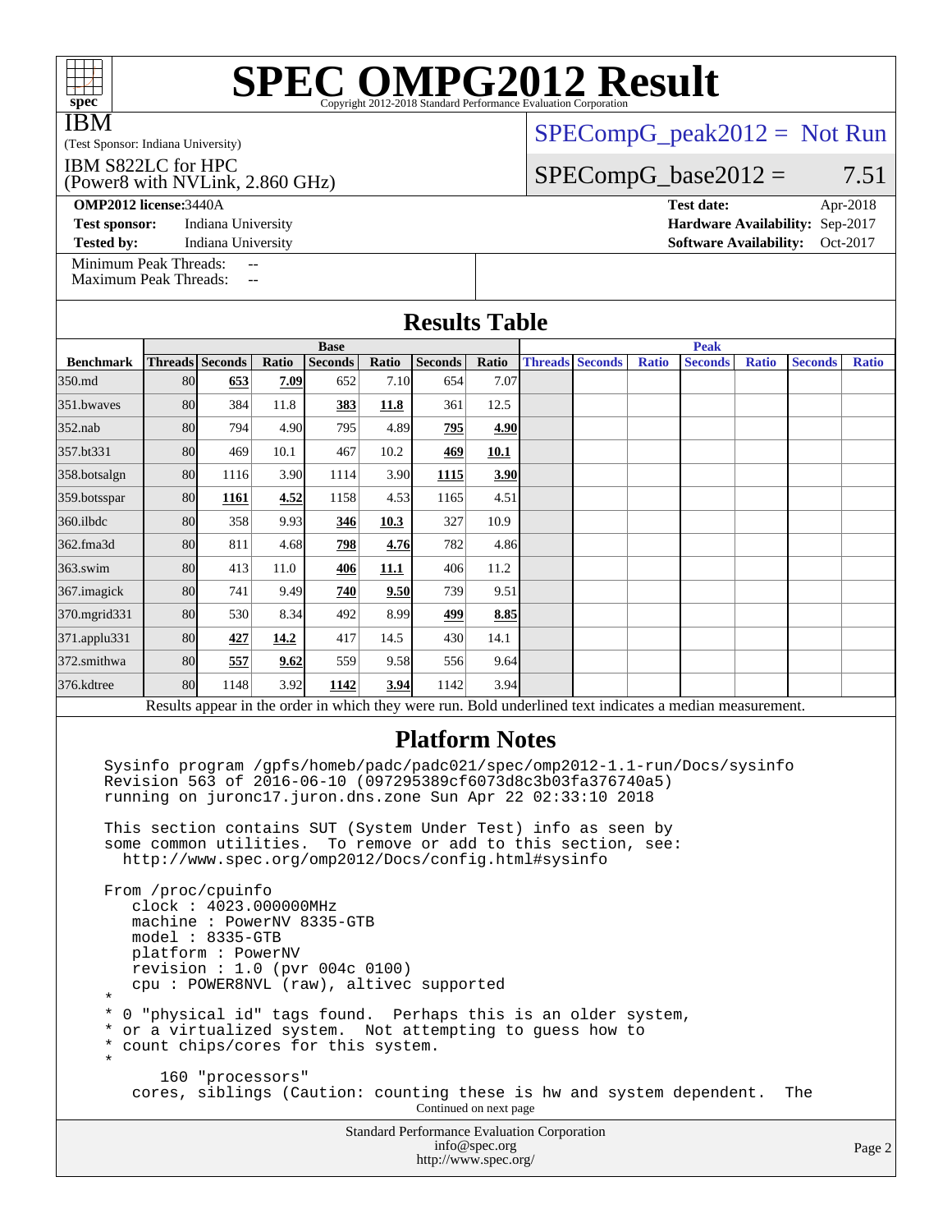# SPEC OMPG2012 Result

Copyright 2012-2018 Standard Performance Evaluation Corporation

IBM

(Test Sponsor: Indiana University)

IBM S822LC for HPC
(Power8 with NVLink, 2.860 GHz)

SPECompG_peak2012 = Not Run

SPECompG_base2012 = 7.51

**OMP2012 license:** 3440A

**Test sponsor:** Indiana University

**Tested by:** Indiana University

**Test date:** Apr-2018

**Hardware Availability:** Sep-2017

**Software Availability:** Oct-2017

Minimum Peak Threads: --
Maximum Peak Threads: --

## Results Table

| | Base | | | | | | | Peak | | | | | | |
|---|---|---|---|---|---|---|---|---|---|---|---|---|---|---|
| **Benchmark** | **Threads** | **Seconds** | **Ratio** | **Seconds** | **Ratio** | **Seconds** | **Ratio** | **Threads** | **Seconds** | **Ratio** | **Seconds** | **Ratio** | **Seconds** | **Ratio** |
| 350.md | 80 | **653** | **7.09** | 652 | 7.10 | 654 | 7.07 | | | | | | | |
| 351.bwaves | 80 | 384 | 11.8 | **383** | **11.8** | 361 | 12.5 | | | | | | | |
| 352.nab | 80 | 794 | 4.90 | 795 | 4.89 | **795** | **4.90** | | | | | | | |
| 357.bt331 | 80 | 469 | 10.1 | 467 | 10.2 | **469** | **10.1** | | | | | | | |
| 358.botsalgn | 80 | 1116 | 3.90 | 1114 | 3.90 | **1115** | **3.90** | | | | | | | |
| 359.botsspar | 80 | **1161** | **4.52** | 1158 | 4.53 | 1165 | 4.51 | | | | | | | |
| 360.ilbdc | 80 | 358 | 9.93 | **346** | **10.3** | 327 | 10.9 | | | | | | | |
| 362.fma3d | 80 | 811 | 4.68 | **798** | **4.76** | 782 | 4.86 | | | | | | | |
| 363.swim | 80 | 413 | 11.0 | **406** | **11.1** | 406 | 11.2 | | | | | | | |
| 367.imagick | 80 | 741 | 9.49 | **740** | **9.50** | 739 | 9.51 | | | | | | | |
| 370.mgrid331 | 80 | 530 | 8.34 | 492 | 8.99 | **499** | **8.85** | | | | | | | |
| 371.applu331 | 80 | **427** | **14.2** | 417 | 14.5 | 430 | 14.1 | | | | | | | |
| 372.smithwa | 80 | **557** | **9.62** | 559 | 9.58 | 556 | 9.64 | | | | | | | |
| 376.kdtree | 80 | 1148 | 3.92 | **1142** | **3.94** | 1142 | 3.94 | | | | | | | |

Results appear in the order in which they were run. Bold underlined text indicates a median measurement.

## Platform Notes

```
Sysinfo program /gpfs/homeb/padc/padc021/spec/omp2012-1.1-run/Docs/sysinfo
Revision 563 of 2016-06-10 (097295389cf6073d8c3b03fa376740a5)
running on juronc17.juron.dns.zone Sun Apr 22 02:33:10 2018

This section contains SUT (System Under Test) info as seen by
some common utilities.  To remove or add to this section, see:
  http://www.spec.org/omp2012/Docs/config.html#sysinfo

From /proc/cpuinfo
   clock : 4023.000000MHz
   machine : PowerNV 8335-GTB
   model : 8335-GTB
   platform : PowerNV
   revision : 1.0 (pvr 004c 0100)
   cpu : POWER8NVL (raw), altivec supported
*
* 0 "physical id" tags found.  Perhaps this is an older system,
* or a virtualized system.  Not attempting to guess how to
* count chips/cores for this system.
*
      160 "processors"
   cores, siblings (Caution: counting these is hw and system dependent.  The
```

Continued on next page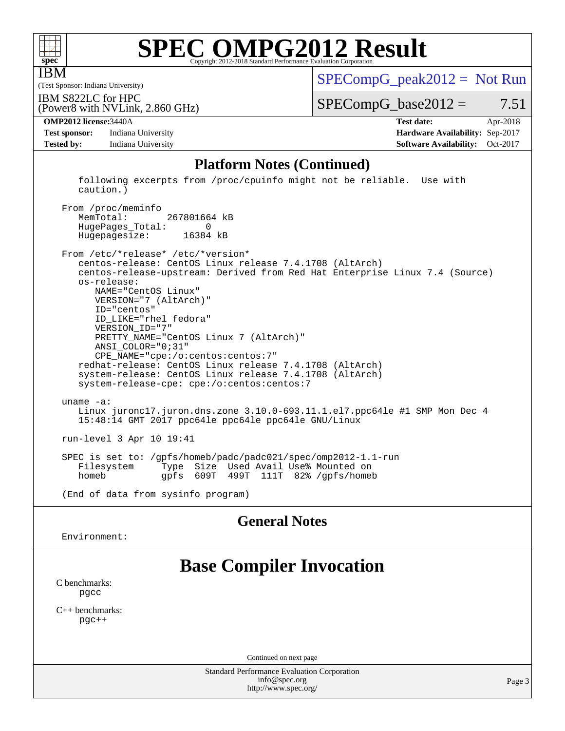## Platform Notes (Continued)

```
   following excerpts from /proc/cpuinfo might not be reliable.  Use with
   caution.)

From /proc/meminfo
   MemTotal:       267801664 kB
   HugePages_Total:       0
   Hugepagesize:      16384 kB

From /etc/*release* /etc/*version*
   centos-release: CentOS Linux release 7.4.1708 (AltArch)
   centos-release-upstream: Derived from Red Hat Enterprise Linux 7.4 (Source)
   os-release:
      NAME="CentOS Linux"
      VERSION="7 (AltArch)"
      ID="centos"
      ID_LIKE="rhel fedora"
      VERSION_ID="7"
      PRETTY_NAME="CentOS Linux 7 (AltArch)"
      ANSI_COLOR="0;31"
      CPE_NAME="cpe:/o:centos:centos:7"
   redhat-release: CentOS Linux release 7.4.1708 (AltArch)
   system-release: CentOS Linux release 7.4.1708 (AltArch)
   system-release-cpe: cpe:/o:centos:centos:7

uname -a:
   Linux juronc17.juron.dns.zone 3.10.0-693.11.1.el7.ppc64le #1 SMP Mon Dec 4
   15:48:14 GMT 2017 ppc64le ppc64le ppc64le GNU/Linux

run-level 3 Apr 10 19:41

SPEC is set to: /gpfs/homeb/padc/padc021/spec/omp2012-1.1-run
   Filesystem     Type  Size  Used Avail Use% Mounted on
   homeb          gpfs  609T  499T  111T  82% /gpfs/homeb

(End of data from sysinfo program)
```

## General Notes

Environment:

# Base Compiler Invocation

C benchmarks:
pgcc

C++ benchmarks:
pgc++

Continued on next page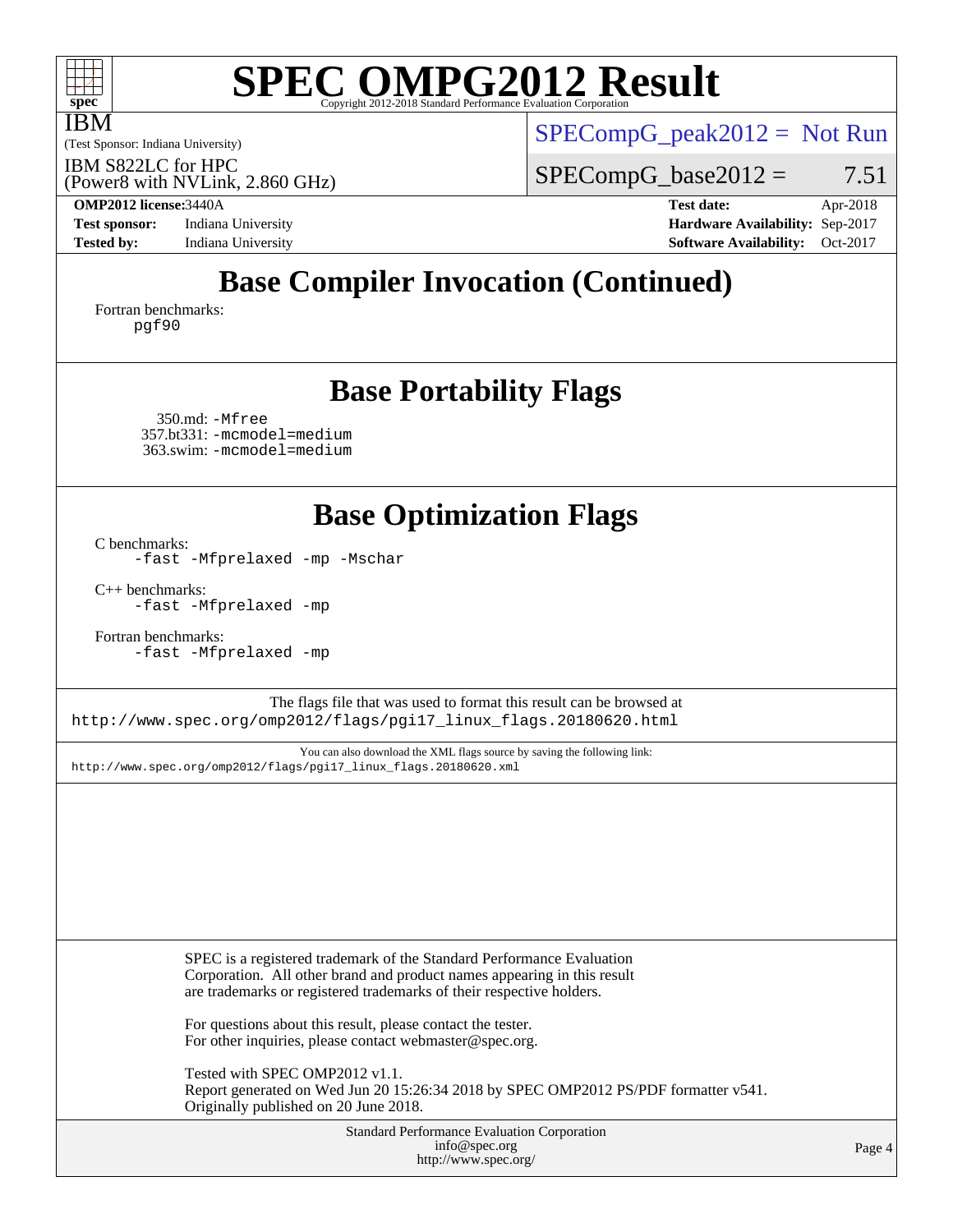# Base Compiler Invocation (Continued)

Fortran benchmarks:
`pgf90`

# Base Portability Flags

350.md: `-Mfree`
357.bt331: `-mcmodel=medium`
363.swim: `-mcmodel=medium`

# Base Optimization Flags

C benchmarks:
`-fast -Mfprelaxed -mp -Mschar`

C++ benchmarks:
`-fast -Mfprelaxed -mp`

Fortran benchmarks:
`-fast -Mfprelaxed -mp`

The flags file that was used to format this result can be browsed at
http://www.spec.org/omp2012/flags/pgi17_linux_flags.20180620.html

You can also download the XML flags source by saving the following link:
http://www.spec.org/omp2012/flags/pgi17_linux_flags.20180620.xml

SPEC is a registered trademark of the Standard Performance Evaluation Corporation. All other brand and product names appearing in this result are trademarks or registered trademarks of their respective holders.

For questions about this result, please contact the tester.
For other inquiries, please contact webmaster@spec.org.

Tested with SPEC OMP2012 v1.1.
Report generated on Wed Jun 20 15:26:34 2018 by SPEC OMP2012 PS/PDF formatter v541.
Originally published on 20 June 2018.